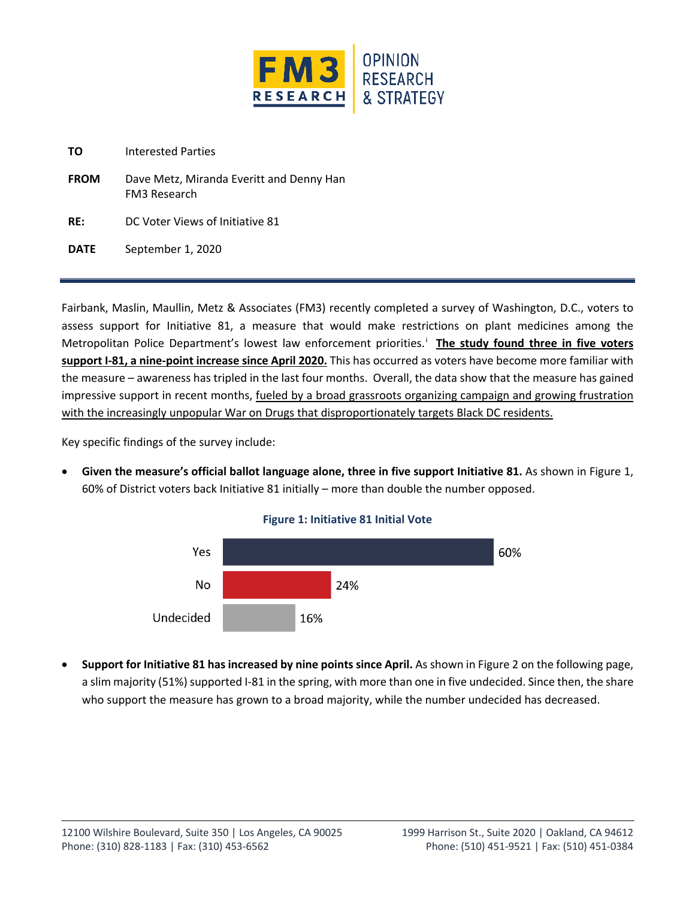**TO** Interested Parties

**FROM** Dave Metz, Miranda Everitt and Denny Han
FM3 Research

**RE:** DC Voter Views of Initiative 81

**DATE** September 1, 2020

---

Fairbank, Maslin, Maullin, Metz & Associates (FM3) recently completed a survey of Washington, D.C., voters to assess support for Initiative 81, a measure that would make restrictions on plant medicines among the Metropolitan Police Department's lowest law enforcement priorities.[i] **The study found three in five voters support I-81, a nine-point increase since April 2020.** This has occurred as voters have become more familiar with the measure – awareness has tripled in the last four months. Overall, the data show that the measure has gained impressive support in recent months, fueled by a broad grassroots organizing campaign and growing frustration with the increasingly unpopular War on Drugs that disproportionately targets Black DC residents.

Key specific findings of the survey include:

- **Given the measure's official ballot language alone, three in five support Initiative 81.** As shown in Figure 1, 60% of District voters back Initiative 81 initially – more than double the number opposed.

**Figure 1: Initiative 81 Initial Vote**

| Response | Percentage |
| --- | --- |
| Yes | 60% |
| No | 24% |
| Undecided | 16% |

- **Support for Initiative 81 has increased by nine points since April.** As shown in Figure 2 on the following page, a slim majority (51%) supported I-81 in the spring, with more than one in five undecided. Since then, the share who support the measure has grown to a broad majority, while the number undecided has decreased.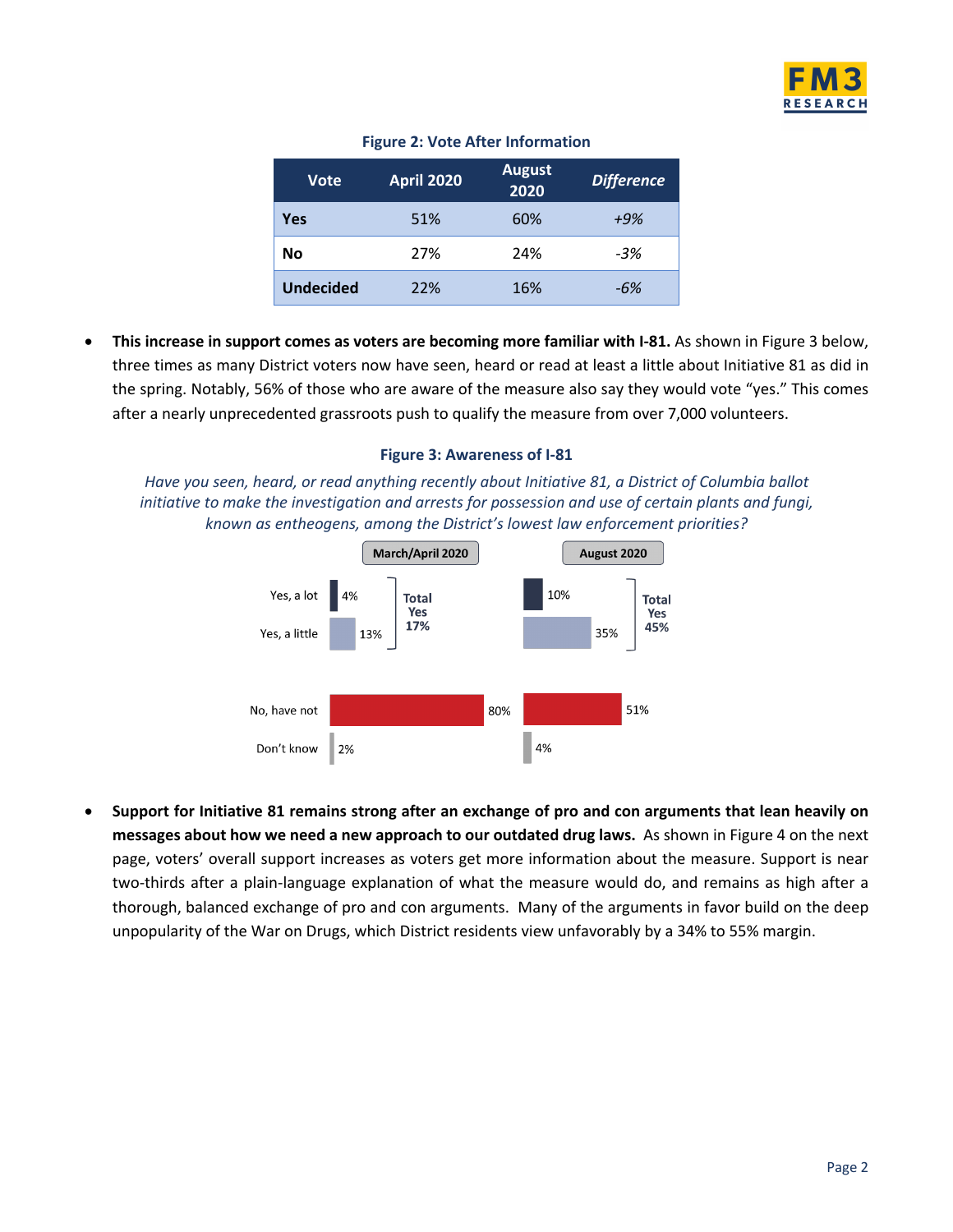**Figure 2: Vote After Information**

| Vote | April 2020 | August 2020 | *Difference* |
|---|---|---|---|
| **Yes** | 51% | 60% | *+9%* |
| **No** | 27% | 24% | *-3%* |
| **Undecided** | 22% | 16% | *-6%* |

- **This increase in support comes as voters are becoming more familiar with I-81.** As shown in Figure 3 below, three times as many District voters now have seen, heard or read at least a little about Initiative 81 as did in the spring. Notably, 56% of those who are aware of the measure also say they would vote "yes." This comes after a nearly unprecedented grassroots push to qualify the measure from over 7,000 volunteers.

**Figure 3: Awareness of I-81**

*Have you seen, heard, or read anything recently about Initiative 81, a District of Columbia ballot initiative to make the investigation and arrests for possession and use of certain plants and fungi, known as entheogens, among the District's lowest law enforcement priorities?*

| | March/April 2020 | August 2020 |
|---|---|---|
| Yes, a lot | 4% | 10% |
| Yes, a little | 13% | 35% |
| **Total Yes** | **17%** | **45%** |
| No, have not | 80% | 51% |
| Don't know | 2% | 4% |

- **Support for Initiative 81 remains strong after an exchange of pro and con arguments that lean heavily on messages about how we need a new approach to our outdated drug laws.** As shown in Figure 4 on the next page, voters' overall support increases as voters get more information about the measure. Support is near two-thirds after a plain-language explanation of what the measure would do, and remains as high after a thorough, balanced exchange of pro and con arguments. Many of the arguments in favor build on the deep unpopularity of the War on Drugs, which District residents view unfavorably by a 34% to 55% margin.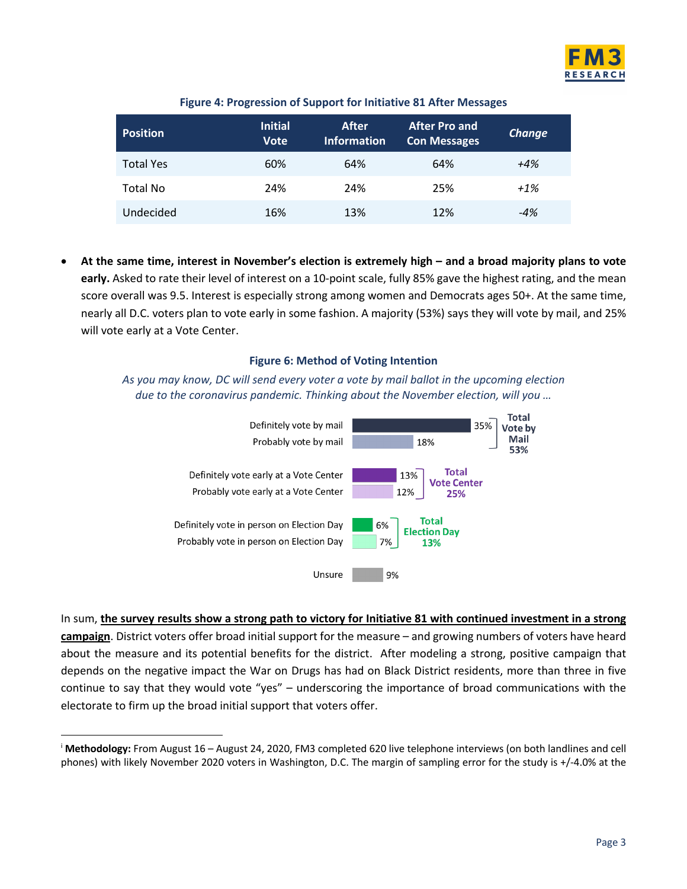**Figure 4: Progression of Support for Initiative 81 After Messages**

| Position | Initial Vote | After Information | After Pro and Con Messages | *Change* |
|---|---|---|---|---|
| Total Yes | 60% | 64% | 64% | *+4%* |
| Total No | 24% | 24% | 25% | *+1%* |
| Undecided | 16% | 13% | 12% | *-4%* |

- **At the same time, interest in November's election is extremely high – and a broad majority plans to vote early.** Asked to rate their level of interest on a 10-point scale, fully 85% gave the highest rating, and the mean score overall was 9.5. Interest is especially strong among women and Democrats ages 50+. At the same time, nearly all D.C. voters plan to vote early in some fashion. A majority (53%) says they will vote by mail, and 25% will vote early at a Vote Center.

**Figure 6: Method of Voting Intention**

*As you may know, DC will send every voter a vote by mail ballot in the upcoming election due to the coronavirus pandemic. Thinking about the November election, will you …*

| Method | % | Total |
|---|---|---|
| Definitely vote by mail | 35% | Total Vote by Mail 53% |
| Probably vote by mail | 18% | |
| Definitely vote early at a Vote Center | 13% | Total Vote Center 25% |
| Probably vote early at a Vote Center | 12% | |
| Definitely vote in person on Election Day | 6% | Total Election Day 13% |
| Probably vote in person on Election Day | 7% | |
| Unsure | 9% | |

In sum, **the survey results show a strong path to victory for Initiative 81 with continued investment in a strong campaign**. District voters offer broad initial support for the measure – and growing numbers of voters have heard about the measure and its potential benefits for the district. After modeling a strong, positive campaign that depends on the negative impact the War on Drugs has had on Black District residents, more than three in five continue to say that they would vote "yes" – underscoring the importance of broad communications with the electorate to firm up the broad initial support that voters offer.

[i] **Methodology:** From August 16 – August 24, 2020, FM3 completed 620 live telephone interviews (on both landlines and cell phones) with likely November 2020 voters in Washington, D.C. The margin of sampling error for the study is +/-4.0% at the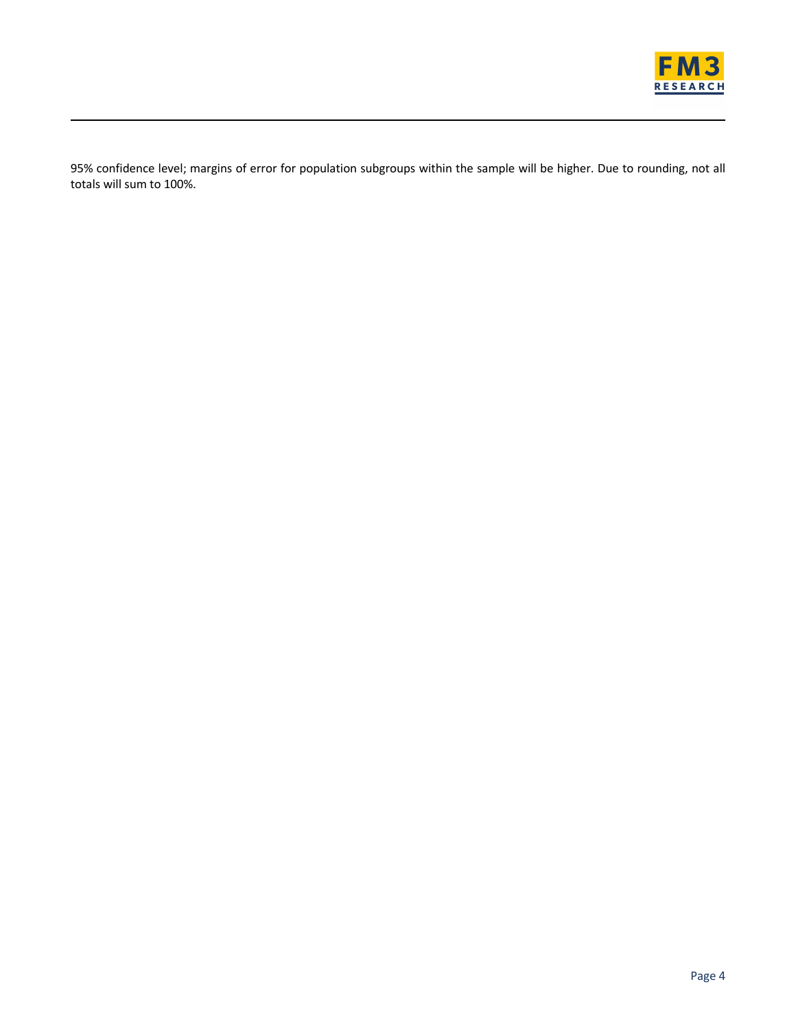95% confidence level; margins of error for population subgroups within the sample will be higher. Due to rounding, not all totals will sum to 100%.